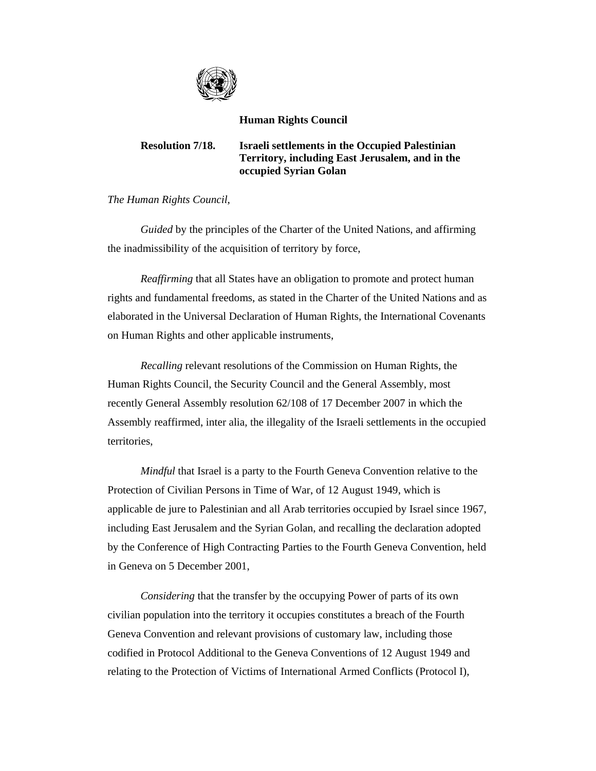**Human Rights Council**

**Resolution 7/18. Israeli settlements in the Occupied Palestinian Territory, including East Jerusalem, and in the occupied Syrian Golan**

*The Human Rights Council*,

*Guided* by the principles of the Charter of the United Nations, and affirming the inadmissibility of the acquisition of territory by force,

*Reaffirming* that all States have an obligation to promote and protect human rights and fundamental freedoms, as stated in the Charter of the United Nations and as elaborated in the Universal Declaration of Human Rights, the International Covenants on Human Rights and other applicable instruments,

*Recalling* relevant resolutions of the Commission on Human Rights, the Human Rights Council, the Security Council and the General Assembly, most recently General Assembly resolution 62/108 of 17 December 2007 in which the Assembly reaffirmed, inter alia, the illegality of the Israeli settlements in the occupied territories,

*Mindful* that Israel is a party to the Fourth Geneva Convention relative to the Protection of Civilian Persons in Time of War, of 12 August 1949, which is applicable de jure to Palestinian and all Arab territories occupied by Israel since 1967, including East Jerusalem and the Syrian Golan, and recalling the declaration adopted by the Conference of High Contracting Parties to the Fourth Geneva Convention, held in Geneva on 5 December 2001,

*Considering* that the transfer by the occupying Power of parts of its own civilian population into the territory it occupies constitutes a breach of the Fourth Geneva Convention and relevant provisions of customary law, including those codified in Protocol Additional to the Geneva Conventions of 12 August 1949 and relating to the Protection of Victims of International Armed Conflicts (Protocol I),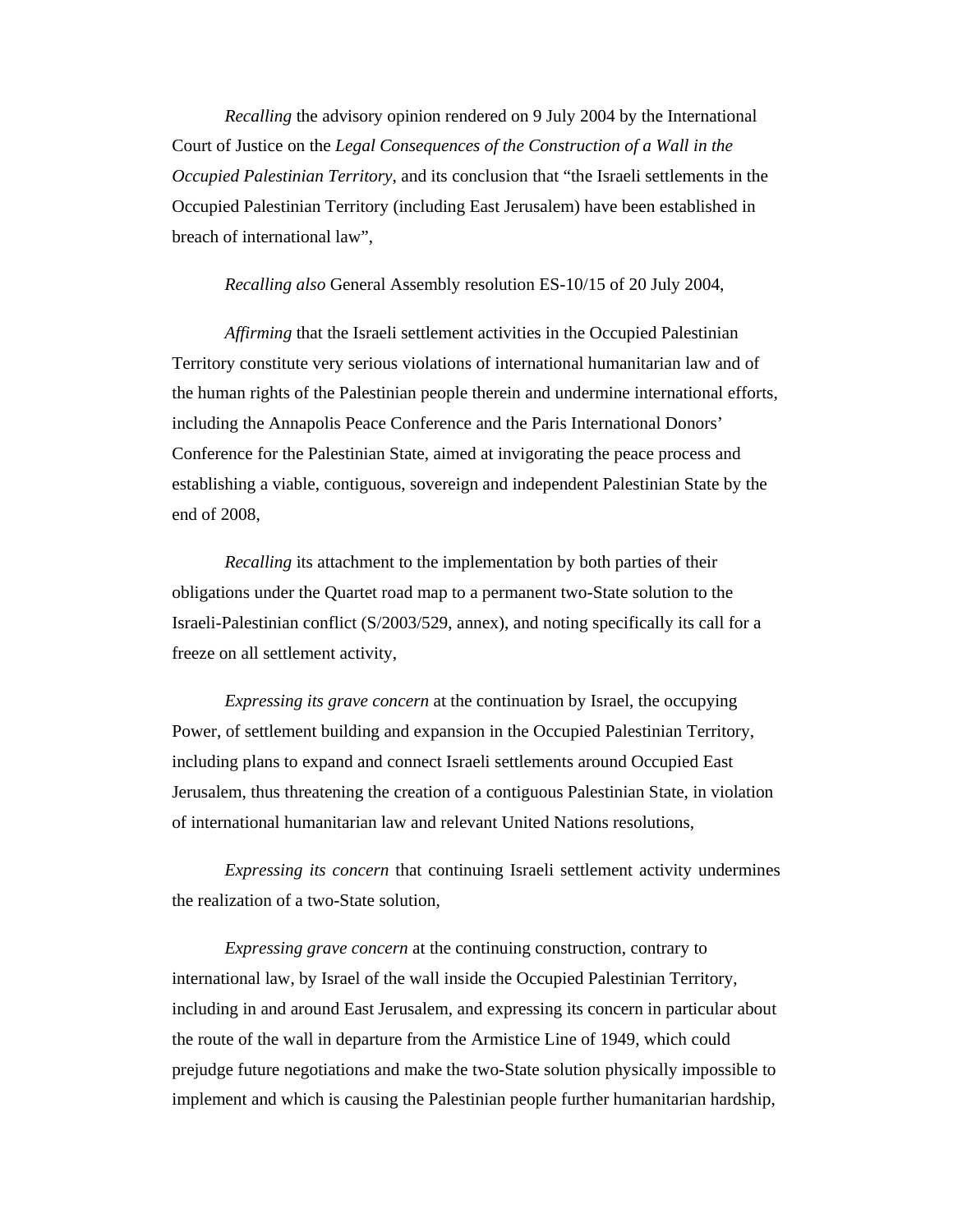*Recalling* the advisory opinion rendered on 9 July 2004 by the International Court of Justice on the *Legal Consequences of the Construction of a Wall in the Occupied Palestinian Territory*, and its conclusion that "the Israeli settlements in the Occupied Palestinian Territory (including East Jerusalem) have been established in breach of international law",

*Recalling also* General Assembly resolution ES-10/15 of 20 July 2004,

*Affirming* that the Israeli settlement activities in the Occupied Palestinian Territory constitute very serious violations of international humanitarian law and of the human rights of the Palestinian people therein and undermine international efforts, including the Annapolis Peace Conference and the Paris International Donors' Conference for the Palestinian State, aimed at invigorating the peace process and establishing a viable, contiguous, sovereign and independent Palestinian State by the end of 2008,

*Recalling* its attachment to the implementation by both parties of their obligations under the Quartet road map to a permanent two-State solution to the Israeli-Palestinian conflict (S/2003/529, annex), and noting specifically its call for a freeze on all settlement activity,

*Expressing its grave concern* at the continuation by Israel, the occupying Power, of settlement building and expansion in the Occupied Palestinian Territory, including plans to expand and connect Israeli settlements around Occupied East Jerusalem, thus threatening the creation of a contiguous Palestinian State, in violation of international humanitarian law and relevant United Nations resolutions,

*Expressing its concern* that continuing Israeli settlement activity undermines the realization of a two-State solution,

*Expressing grave concern* at the continuing construction, contrary to international law, by Israel of the wall inside the Occupied Palestinian Territory, including in and around East Jerusalem, and expressing its concern in particular about the route of the wall in departure from the Armistice Line of 1949, which could prejudge future negotiations and make the two-State solution physically impossible to implement and which is causing the Palestinian people further humanitarian hardship,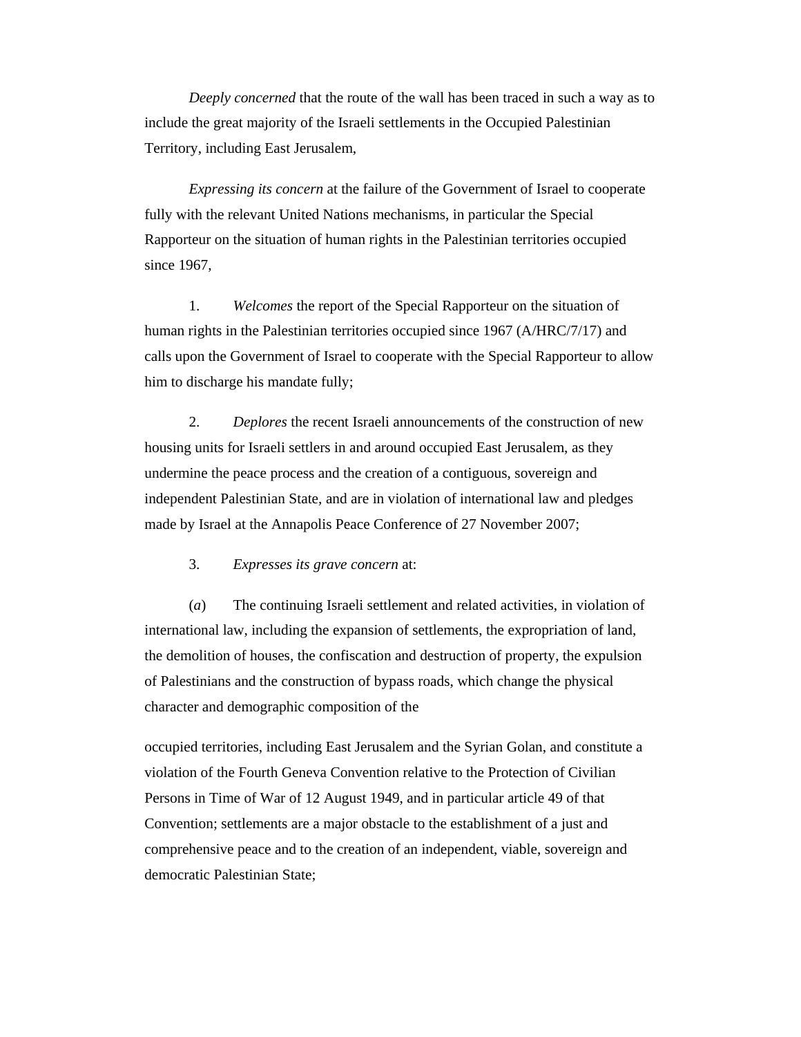*Deeply concerned* that the route of the wall has been traced in such a way as to include the great majority of the Israeli settlements in the Occupied Palestinian Territory, including East Jerusalem,

*Expressing its concern* at the failure of the Government of Israel to cooperate fully with the relevant United Nations mechanisms, in particular the Special Rapporteur on the situation of human rights in the Palestinian territories occupied since 1967,

1. *Welcomes* the report of the Special Rapporteur on the situation of human rights in the Palestinian territories occupied since 1967 (A/HRC/7/17) and calls upon the Government of Israel to cooperate with the Special Rapporteur to allow him to discharge his mandate fully;

2. *Deplores* the recent Israeli announcements of the construction of new housing units for Israeli settlers in and around occupied East Jerusalem, as they undermine the peace process and the creation of a contiguous, sovereign and independent Palestinian State, and are in violation of international law and pledges made by Israel at the Annapolis Peace Conference of 27 November 2007;

3. *Expresses its grave concern* at:

(*a*) The continuing Israeli settlement and related activities, in violation of international law, including the expansion of settlements, the expropriation of land, the demolition of houses, the confiscation and destruction of property, the expulsion of Palestinians and the construction of bypass roads, which change the physical character and demographic composition of the occupied territories, including East Jerusalem and the Syrian Golan, and constitute a violation of the Fourth Geneva Convention relative to the Protection of Civilian Persons in Time of War of 12 August 1949, and in particular article 49 of that Convention; settlements are a major obstacle to the establishment of a just and comprehensive peace and to the creation of an independent, viable, sovereign and democratic Palestinian State;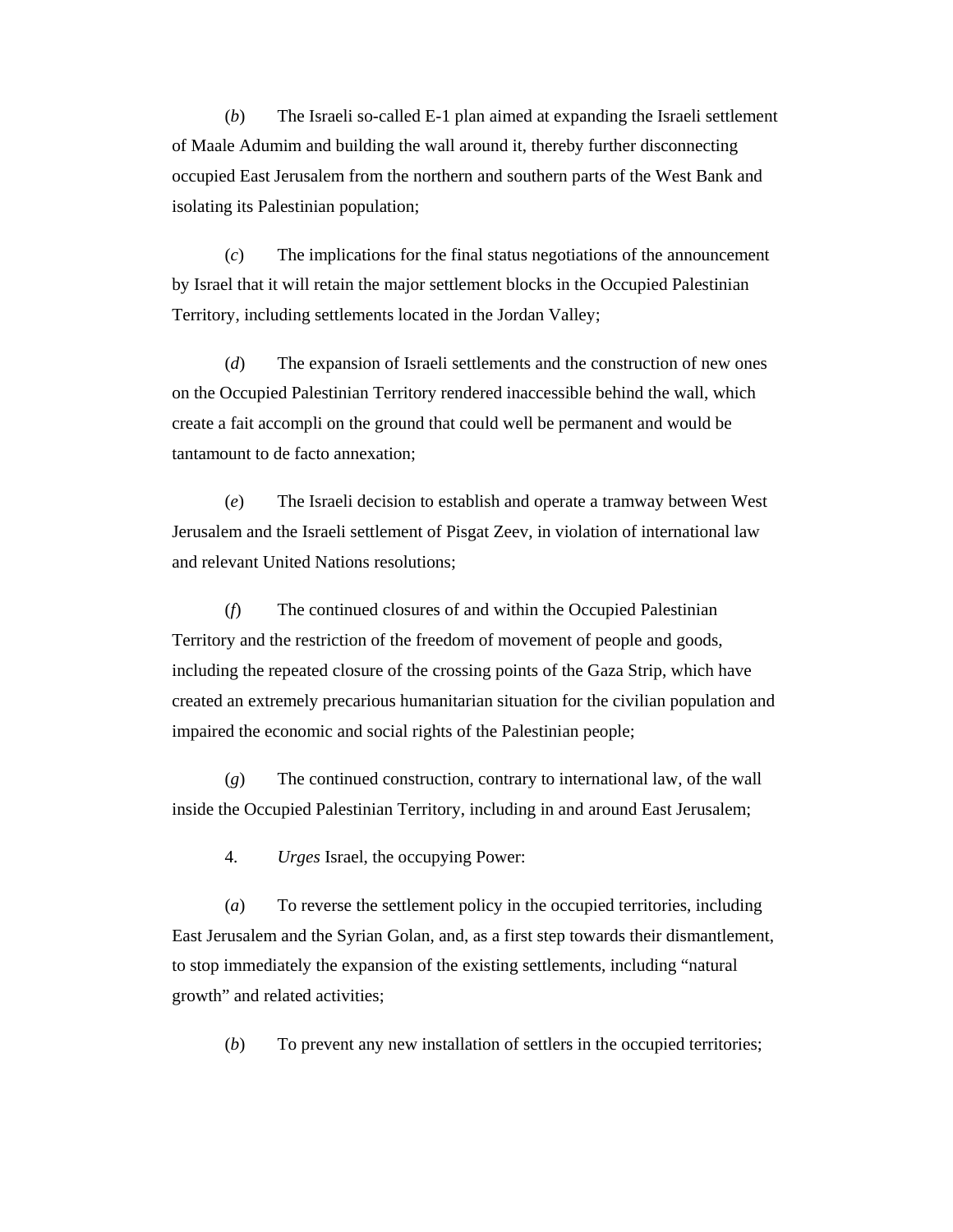(*b*) The Israeli so-called E-1 plan aimed at expanding the Israeli settlement of Maale Adumim and building the wall around it, thereby further disconnecting occupied East Jerusalem from the northern and southern parts of the West Bank and isolating its Palestinian population;

(*c*) The implications for the final status negotiations of the announcement by Israel that it will retain the major settlement blocks in the Occupied Palestinian Territory, including settlements located in the Jordan Valley;

(*d*) The expansion of Israeli settlements and the construction of new ones on the Occupied Palestinian Territory rendered inaccessible behind the wall, which create a fait accompli on the ground that could well be permanent and would be tantamount to de facto annexation;

(*e*) The Israeli decision to establish and operate a tramway between West Jerusalem and the Israeli settlement of Pisgat Zeev, in violation of international law and relevant United Nations resolutions;

(*f*) The continued closures of and within the Occupied Palestinian Territory and the restriction of the freedom of movement of people and goods, including the repeated closure of the crossing points of the Gaza Strip, which have created an extremely precarious humanitarian situation for the civilian population and impaired the economic and social rights of the Palestinian people;

(*g*) The continued construction, contrary to international law, of the wall inside the Occupied Palestinian Territory, including in and around East Jerusalem;

4. *Urges* Israel, the occupying Power:

(*a*) To reverse the settlement policy in the occupied territories, including East Jerusalem and the Syrian Golan, and, as a first step towards their dismantlement, to stop immediately the expansion of the existing settlements, including "natural growth" and related activities;

(*b*) To prevent any new installation of settlers in the occupied territories;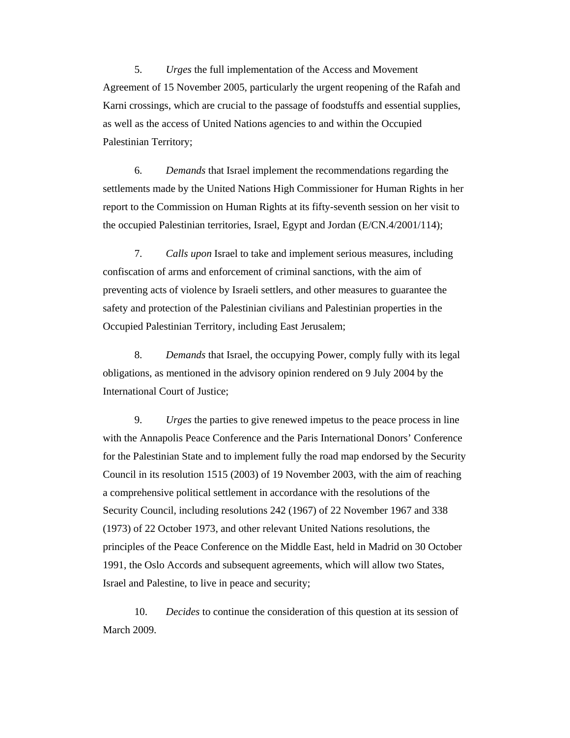5. *Urges* the full implementation of the Access and Movement Agreement of 15 November 2005, particularly the urgent reopening of the Rafah and Karni crossings, which are crucial to the passage of foodstuffs and essential supplies, as well as the access of United Nations agencies to and within the Occupied Palestinian Territory;

6. *Demands* that Israel implement the recommendations regarding the settlements made by the United Nations High Commissioner for Human Rights in her report to the Commission on Human Rights at its fifty-seventh session on her visit to the occupied Palestinian territories, Israel, Egypt and Jordan (E/CN.4/2001/114);

7. *Calls upon* Israel to take and implement serious measures, including confiscation of arms and enforcement of criminal sanctions, with the aim of preventing acts of violence by Israeli settlers, and other measures to guarantee the safety and protection of the Palestinian civilians and Palestinian properties in the Occupied Palestinian Territory, including East Jerusalem;

8. *Demands* that Israel, the occupying Power, comply fully with its legal obligations, as mentioned in the advisory opinion rendered on 9 July 2004 by the International Court of Justice;

9. *Urges* the parties to give renewed impetus to the peace process in line with the Annapolis Peace Conference and the Paris International Donors' Conference for the Palestinian State and to implement fully the road map endorsed by the Security Council in its resolution 1515 (2003) of 19 November 2003, with the aim of reaching a comprehensive political settlement in accordance with the resolutions of the Security Council, including resolutions 242 (1967) of 22 November 1967 and 338 (1973) of 22 October 1973, and other relevant United Nations resolutions, the principles of the Peace Conference on the Middle East, held in Madrid on 30 October 1991, the Oslo Accords and subsequent agreements, which will allow two States, Israel and Palestine, to live in peace and security;

10. *Decides* to continue the consideration of this question at its session of March 2009.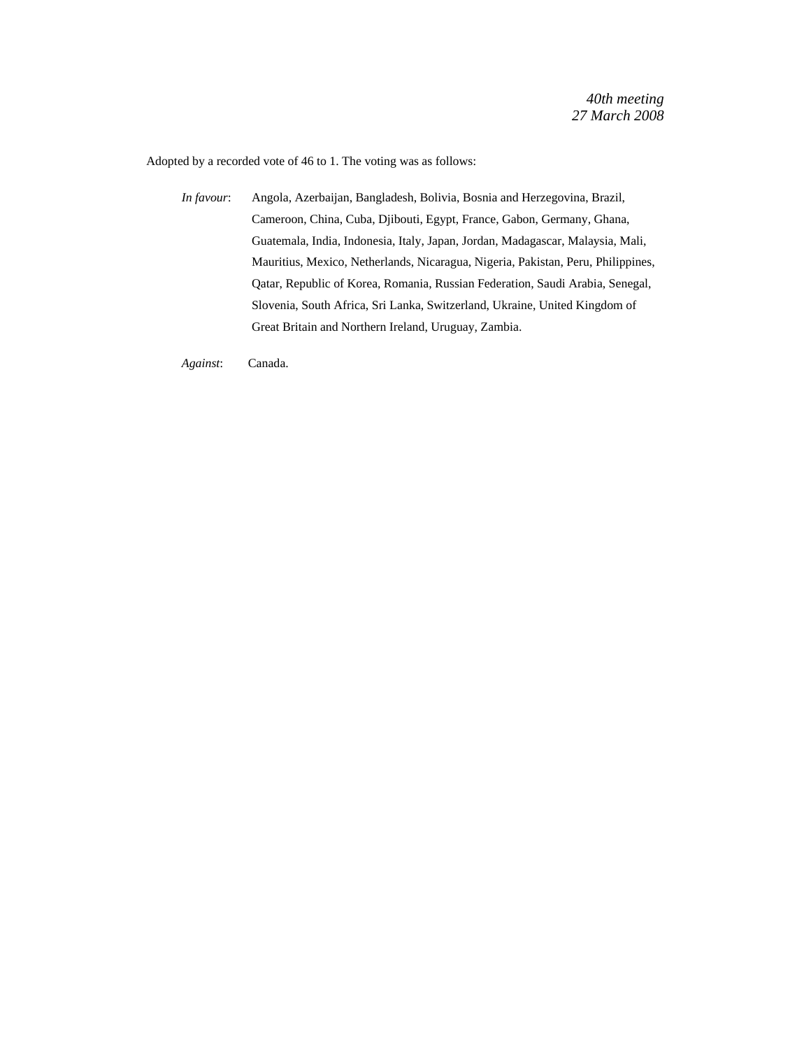*40th meeting*
*27 March 2008*

Adopted by a recorded vote of 46 to 1. The voting was as follows:

*In favour*: Angola, Azerbaijan, Bangladesh, Bolivia, Bosnia and Herzegovina, Brazil, Cameroon, China, Cuba, Djibouti, Egypt, France, Gabon, Germany, Ghana, Guatemala, India, Indonesia, Italy, Japan, Jordan, Madagascar, Malaysia, Mali, Mauritius, Mexico, Netherlands, Nicaragua, Nigeria, Pakistan, Peru, Philippines, Qatar, Republic of Korea, Romania, Russian Federation, Saudi Arabia, Senegal, Slovenia, South Africa, Sri Lanka, Switzerland, Ukraine, United Kingdom of Great Britain and Northern Ireland, Uruguay, Zambia.

*Against*: Canada.